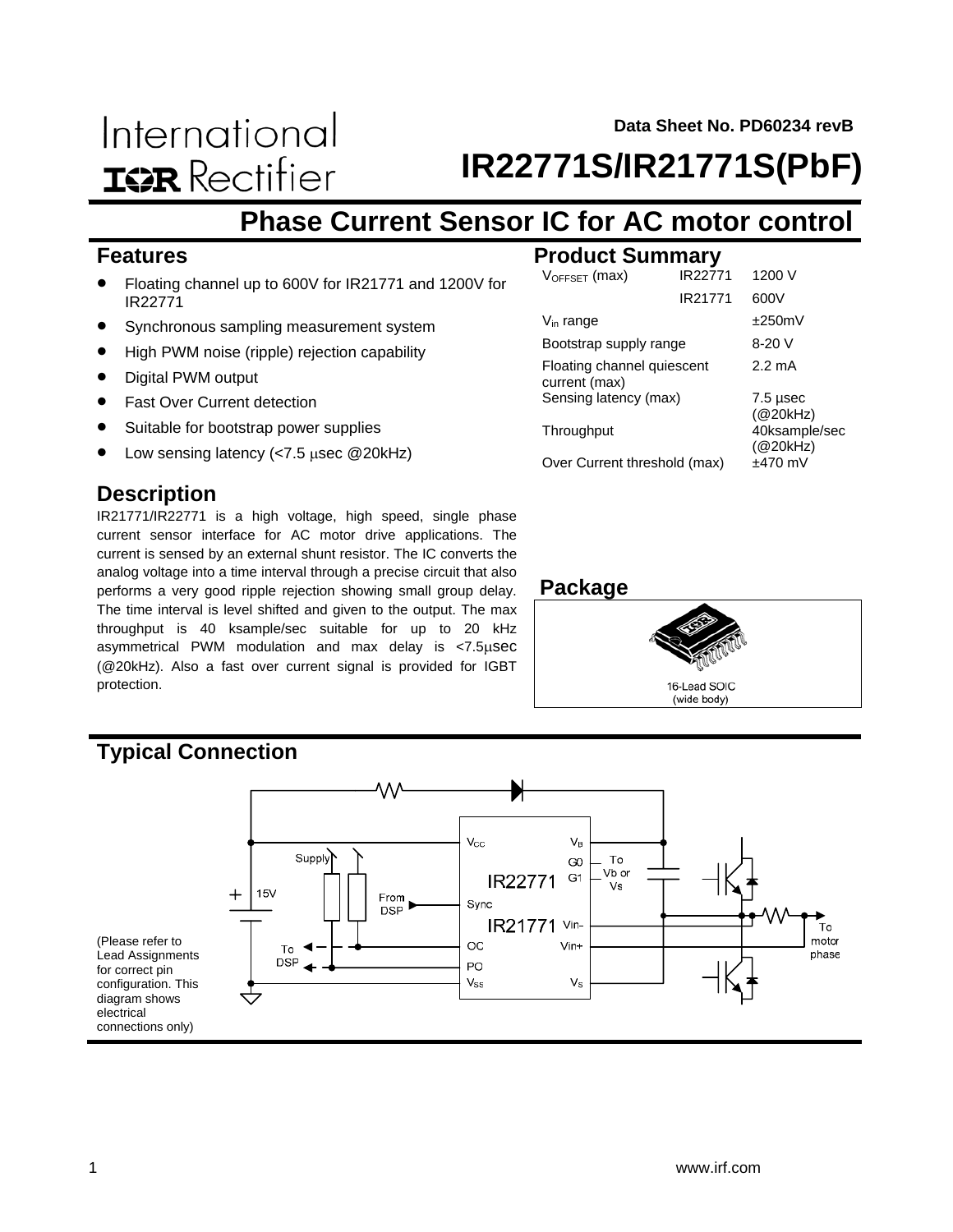Data Sheet No. PD60234 revB

# IR22771S/IR21771S(PbF)

## Phase Current Sensor IC for AC motor control

## Features

- Floating channel up to 600V for IR21771 and 1200V for IR22771
- Synchronous sampling measurement system
- High PWM noise (ripple) rejection capability
- Digital PWM output
- Fast Over Current detection
- Suitable for bootstrap power supplies
- Low sensing latency (<7.5 μsec @20kHz)

## Product Summary

| | | |
|---|---|---|
| $V_{OFFSET}$ (max) | IR22771 | 1200 V |
| | IR21771 | 600V |
| $V_{in}$ range | | ±250mV |
| Bootstrap supply range | | 8-20 V |
| Floating channel quiescent current (max) | | 2.2 mA |
| Sensing latency (max) | | 7.5 μsec (@20kHz) |
| Throughput | | 40ksample/sec (@20kHz) |
| Over Current threshold (max) | | ±470 mV |

## Description

IR21771/IR22771 is a high voltage, high speed, single phase current sensor interface for AC motor drive applications. The current is sensed by an external shunt resistor. The IC converts the analog voltage into a time interval through a precise circuit that also performs a very good ripple rejection showing small group delay. The time interval is level shifted and given to the output. The max throughput is 40 ksample/sec suitable for up to 20 kHz asymmetrical PWM modulation and max delay is <7.5μsec (@20kHz). Also a fast over current signal is provided for IGBT protection.

## Package

16-Lead SOIC
(wide body)

## Typical Connection

(Please refer to Lead Assignments for correct pin configuration. This diagram shows electrical connections only)

15V
Supply
From DSP
To DSP
$V_{CC}$
Sync
OC
PO
$V_{SS}$
IR22771
IR21771
$V_B$
G0
G1
To Vb or Vs
Vin-
Vin+
$V_S$
To motor phase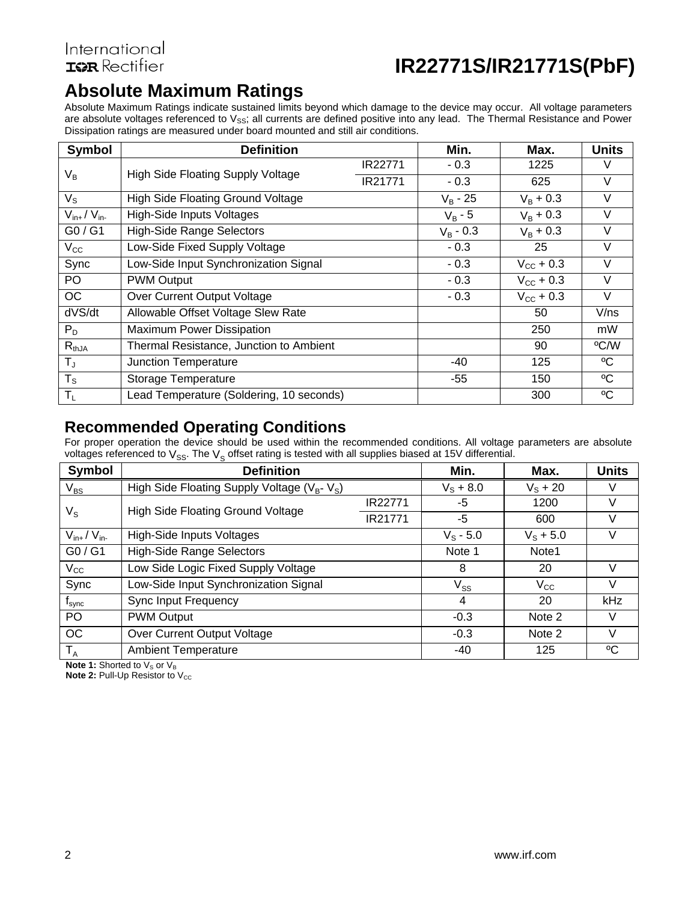## Absolute Maximum Ratings

Absolute Maximum Ratings indicate sustained limits beyond which damage to the device may occur. All voltage parameters are absolute voltages referenced to $V_{SS}$; all currents are defined positive into any lead. The Thermal Resistance and Power Dissipation ratings are measured under board mounted and still air conditions.

| Symbol | Definition | | Min. | Max. | Units |
|---|---|---|---|---|---|
| $V_B$ | High Side Floating Supply Voltage | IR22771 | - 0.3 | 1225 | V |
| | | IR21771 | - 0.3 | 625 | V |
| $V_S$ | High Side Floating Ground Voltage | | $V_B$ - 25 | $V_B$ + 0.3 | V |
| $V_{in+}$ / $V_{in-}$ | High-Side Inputs Voltages | | $V_B$ - 5 | $V_B$ + 0.3 | V |
| G0 / G1 | High-Side Range Selectors | | $V_B$ - 0.3 | $V_B$ + 0.3 | V |
| $V_{CC}$ | Low-Side Fixed Supply Voltage | | - 0.3 | 25 | V |
| Sync | Low-Side Input Synchronization Signal | | - 0.3 | $V_{CC}$ + 0.3 | V |
| PO | PWM Output | | - 0.3 | $V_{CC}$ + 0.3 | V |
| OC | Over Current Output Voltage | | - 0.3 | $V_{CC}$ + 0.3 | V |
| dVS/dt | Allowable Offset Voltage Slew Rate | | | 50 | V/ns |
| $P_D$ | Maximum Power Dissipation | | | 250 | mW |
| $R_{thJA}$ | Thermal Resistance, Junction to Ambient | | | 90 | ºC/W |
| $T_J$ | Junction Temperature | | -40 | 125 | ºC |
| $T_S$ | Storage Temperature | | -55 | 150 | ºC |
| $T_L$ | Lead Temperature (Soldering, 10 seconds) | | | 300 | ºC |

## Recommended Operating Conditions

For proper operation the device should be used within the recommended conditions. All voltage parameters are absolute voltages referenced to $V_{SS}$. The $V_S$ offset rating is tested with all supplies biased at 15V differential.

| Symbol | Definition | | Min. | Max. | Units |
|---|---|---|---|---|---|
| $V_{BS}$ | High Side Floating Supply Voltage ($V_B$- $V_S$) | | $V_S$ + 8.0 | $V_S$ + 20 | V |
| $V_S$ | High Side Floating Ground Voltage | IR22771 | -5 | 1200 | V |
| | | IR21771 | -5 | 600 | V |
| $V_{in+}$ / $V_{in-}$ | High-Side Inputs Voltages | | $V_S$ - 5.0 | $V_S$ + 5.0 | V |
| G0 / G1 | High-Side Range Selectors | | Note 1 | Note1 | |
| $V_{CC}$ | Low Side Logic Fixed Supply Voltage | | 8 | 20 | V |
| Sync | Low-Side Input Synchronization Signal | | $V_{SS}$ | $V_{CC}$ | V |
| $f_{sync}$ | Sync Input Frequency | | 4 | 20 | kHz |
| PO | PWM Output | | -0.3 | Note 2 | V |
| OC | Over Current Output Voltage | | -0.3 | Note 2 | V |
| $T_A$ | Ambient Temperature | | -40 | 125 | ºC |

**Note 1:** Shorted to $V_S$ or $V_B$

**Note 2:** Pull-Up Resistor to $V_{CC}$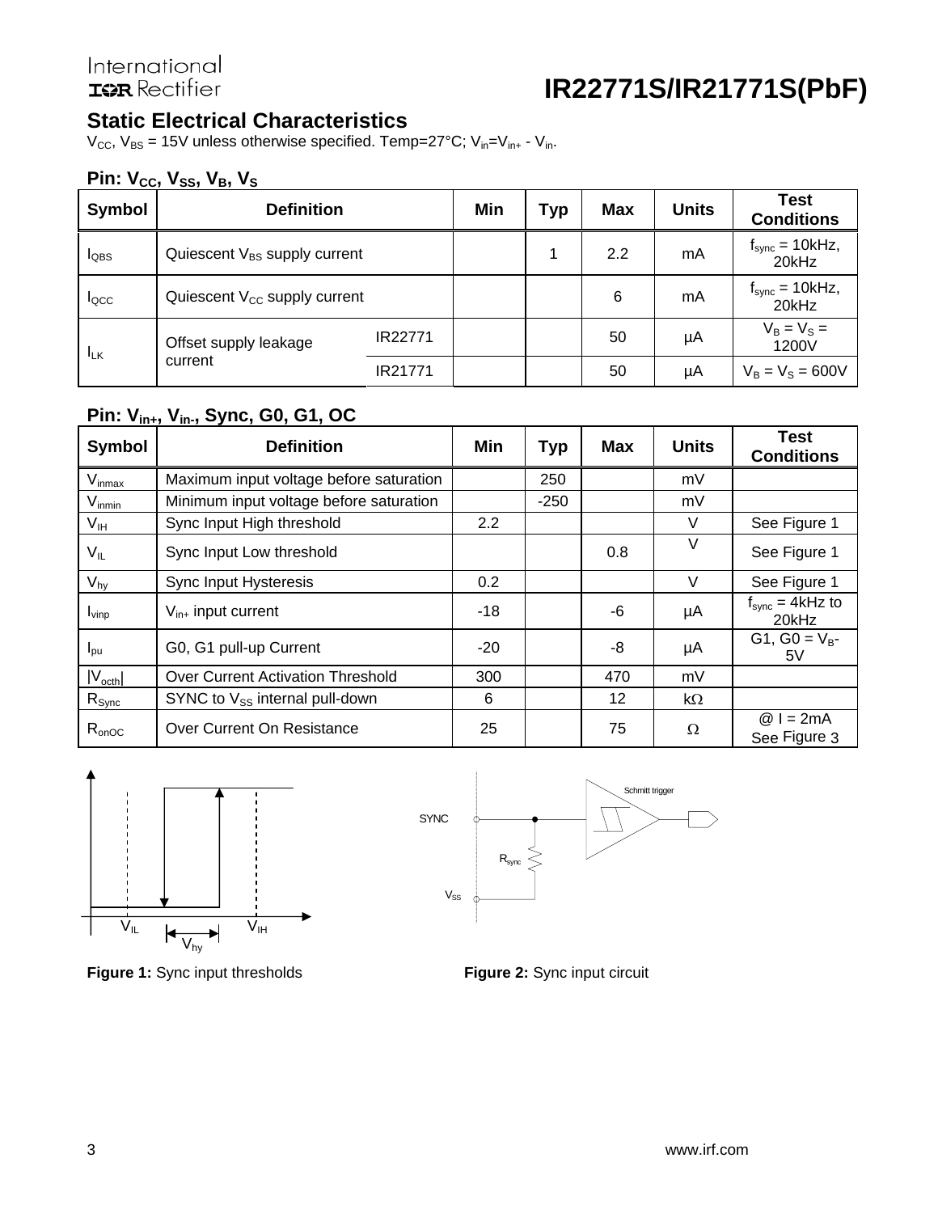## Static Electrical Characteristics

$V_{CC}$, $V_{BS}$ = 15V unless otherwise specified. Temp=27°C; $V_{in}$=$V_{in+}$ - $V_{in-}$.

### Pin: $V_{CC}$, $V_{SS}$, $V_B$, $V_S$

| Symbol | Definition | | Min | Typ | Max | Units | Test Conditions |
|---|---|---|---|---|---|---|---|
| $I_{QBS}$ | Quiescent $V_{BS}$ supply current | | | 1 | 2.2 | mA | $f_{sync}$ = 10kHz, 20kHz |
| $I_{QCC}$ | Quiescent $V_{CC}$ supply current | | | | 6 | mA | $f_{sync}$ = 10kHz, 20kHz |
| $I_{LK}$ | Offset supply leakage current | IR22771 | | | 50 | µA | $V_B$ = $V_S$ = 1200V |
| | | IR21771 | | | 50 | µA | $V_B$ = $V_S$ = 600V |

### Pin: $V_{in+}$, $V_{in-}$, Sync, G0, G1, OC

| Symbol | Definition | Min | Typ | Max | Units | Test Conditions |
|---|---|---|---|---|---|---|
| $V_{inmax}$ | Maximum input voltage before saturation | | 250 | | mV | |
| $V_{inmin}$ | Minimum input voltage before saturation | | -250 | | mV | |
| $V_{IH}$ | Sync Input High threshold | 2.2 | | | V | See Figure 1 |
| $V_{IL}$ | Sync Input Low threshold | | | 0.8 | V | See Figure 1 |
| $V_{hy}$ | Sync Input Hysteresis | 0.2 | | | V | See Figure 1 |
| $I_{vinp}$ | $V_{in+}$ input current | -18 | | -6 | µA | $f_{sync}$ = 4kHz to 20kHz |
| $I_{pu}$ | G0, G1 pull-up Current | -20 | | -8 | µA | G1, G0 = $V_B$-5V |
| $\|V_{octh}\|$ | Over Current Activation Threshold | 300 | | 470 | mV | |
| $R_{Sync}$ | SYNC to $V_{SS}$ internal pull-down | 6 | | 12 | kΩ | |
| $R_{onOC}$ | Over Current On Resistance | 25 | | 75 | Ω | @ I = 2mA See Figure 3 |

$V_{IL}$

$V_{IH}$

$V_{hy}$

**Figure 1:** Sync input thresholds

SYNC

$R_{sync}$

$V_{SS}$

Schmitt trigger

**Figure 2:** Sync input circuit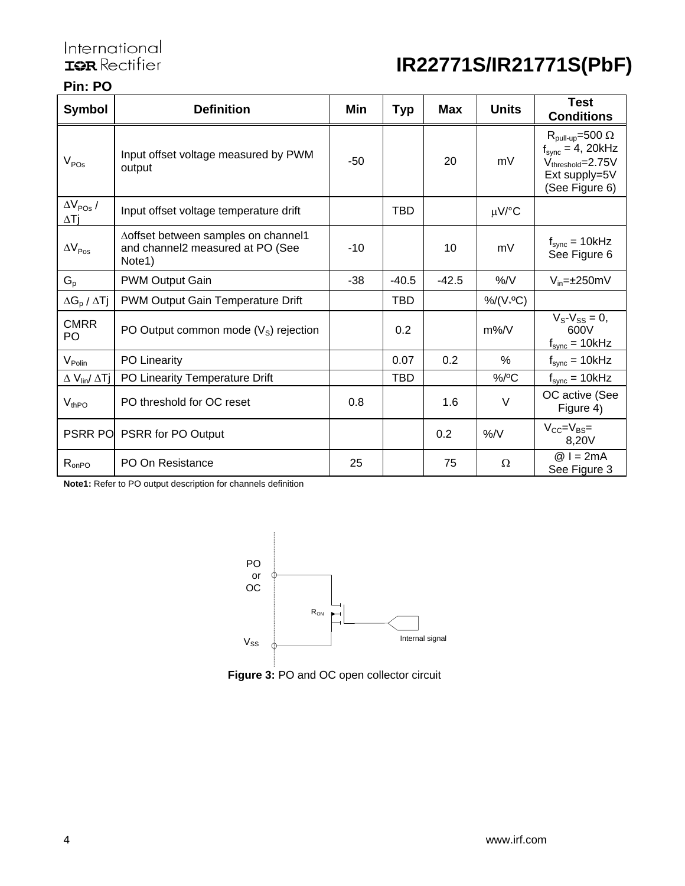**Pin: PO**

| Symbol | Definition | Min | Typ | Max | Units | Test Conditions |
|---|---|---|---|---|---|---|
| $V_{POs}$ | Input offset voltage measured by PWM output | -50 | | 20 | mV | $R_{pull\text{-}up}$=500 Ω $f_{sync}$ = 4, 20kHz $V_{threshold}$=2.75V Ext supply=5V (See Figure 6) |
| $\Delta V_{POs}$ / $\Delta Tj$ | Input offset voltage temperature drift | | TBD | | μV/°C | |
| $\Delta V_{Pos}$ | Δoffset between samples on channel1 and channel2 measured at PO (See Note1) | -10 | | 10 | mV | $f_{sync}$ = 10kHz See Figure 6 |
| $G_p$ | PWM Output Gain | -38 | -40.5 | -42.5 | %/V | $V_{in}$=±250mV |
| $\Delta G_p$ / $\Delta Tj$ | PWM Output Gain Temperature Drift | | TBD | | %/(V*ºC) | |
| CMRR PO | PO Output common mode ($V_S$) rejection | | 0.2 | | m%/V | $V_S$-$V_{SS}$ = 0, 600V $f_{sync}$ = 10kHz |
| $V_{Polin}$ | PO Linearity | | 0.07 | 0.2 | % | $f_{sync}$ = 10kHz |
| $\Delta V_{lin}$/ $\Delta Tj$ | PO Linearity Temperature Drift | | TBD | | %/ºC | $f_{sync}$ = 10kHz |
| $V_{thPO}$ | PO threshold for OC reset | 0.8 | | 1.6 | V | OC active (See Figure 4) |
| PSRR PO | PSRR for PO Output | | | 0.2 | %/V | $V_{CC}$=$V_{BS}$= 8,20V |
| $R_{onPO}$ | PO On Resistance | 25 | | 75 | Ω | @ I = 2mA See Figure 3 |

**Note1:** Refer to PO output description for channels definition

PO
or
OC

$R_{ON}$

$V_{SS}$

Internal signal

**Figure 3:** PO and OC open collector circuit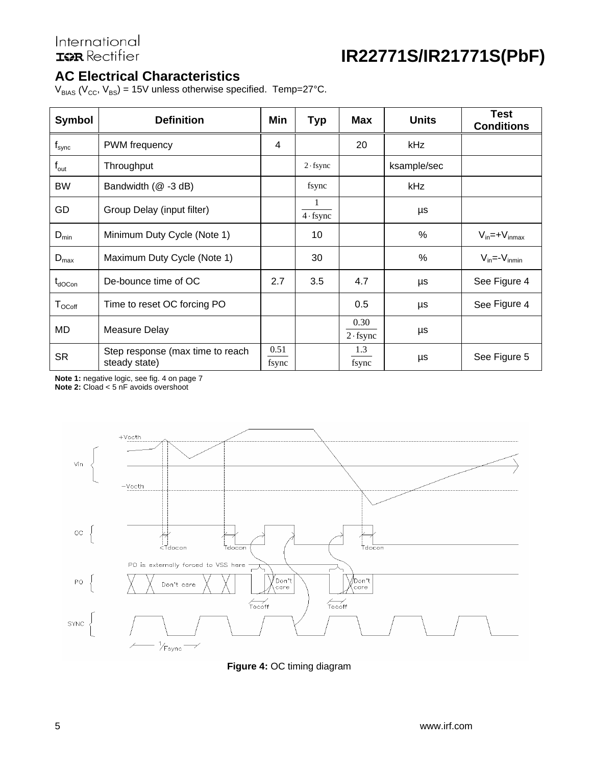## AC Electrical Characteristics

$V_{BIAS}$ ($V_{CC}$, $V_{BS}$) = 15V unless otherwise specified. Temp=27°C.

| Symbol | Definition | Min | Typ | Max | Units | Test Conditions |
|---|---|---|---|---|---|---|
| $f_{sync}$ | PWM frequency | 4 | | 20 | kHz | |
| $f_{out}$ | Throughput | | $2 \cdot \text{fsync}$ | | ksample/sec | |
| BW | Bandwidth (@ -3 dB) | | fsync | | kHz | |
| GD | Group Delay (input filter) | | $\frac{1}{4 \cdot \text{fsync}}$ | | µs | |
| $D_{min}$ | Minimum Duty Cycle (Note 1) | | 10 | | % | $V_{in}=+V_{inmax}$ |
| $D_{max}$ | Maximum Duty Cycle (Note 1) | | 30 | | % | $V_{in}=-V_{inmin}$ |
| $t_{dOCon}$ | De-bounce time of OC | 2.7 | 3.5 | 4.7 | µs | See Figure 4 |
| $T_{OCoff}$ | Time to reset OC forcing PO | | | 0.5 | µs | See Figure 4 |
| MD | Measure Delay | | | $\frac{0.30}{2 \cdot \text{fsync}}$ | µs | |
| SR | Step response (max time to reach steady state) | $\frac{0.51}{\text{fsync}}$ | | $\frac{1.3}{\text{fsync}}$ | µs | See Figure 5 |

**Note 1:** negative logic, see fig. 4 on page 7
**Note 2:** Cload < 5 nF avoids overshoot

+Vocth
Vin
-Vocth
OC
<Tdocon
Tdocon
Tdocon
PO is externally forced to VSS here
PO
Don't care
Don't care
Don't care
Tocoff
Tocoff
SYNC
1/Fsync

**Figure 4:** OC timing diagram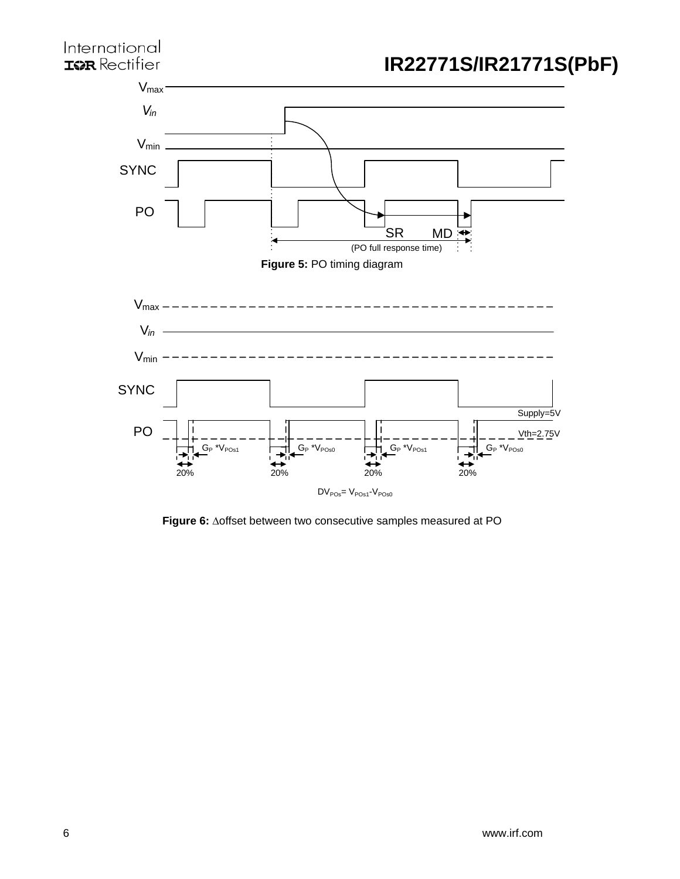$V_{max}$

$V_{in}$

$V_{min}$

SYNC

PO

SR

MD

(PO full response time)

**Figure 5:** PO timing diagram

$V_{max}$

$V_{in}$

$V_{min}$

SYNC

PO

Supply=5V

Vth=2.75V

$G_P *V_{POs1}$

$G_P *V_{POs0}$

$G_P *V_{POs1}$

$G_P *V_{POs0}$

20%

20%

20%

20%

$DV_{POs}= V_{POs1}-V_{POs0}$

**Figure 6:** $\Delta$offset between two consecutive samples measured at PO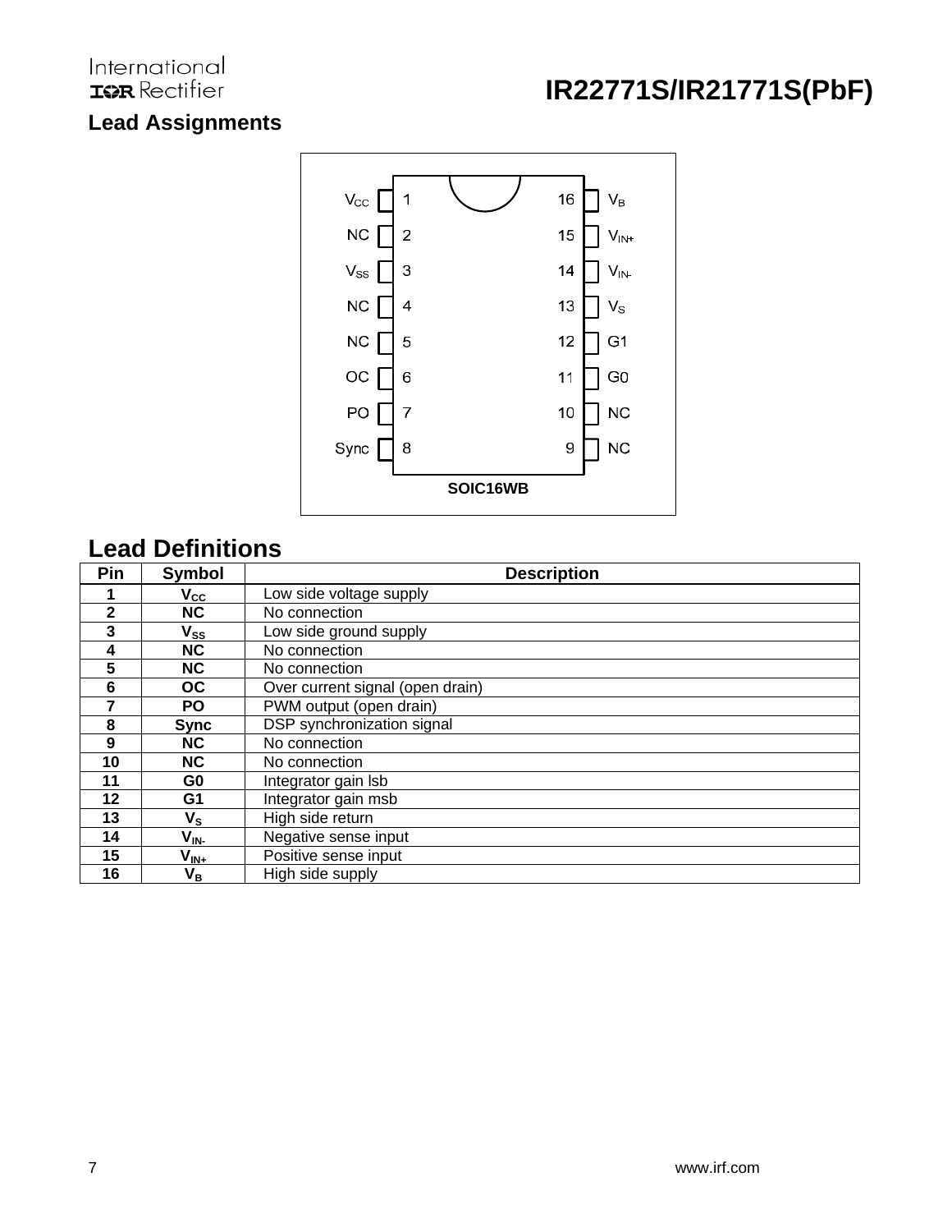## Lead Assignments

| | | | |
|---|---|---|---|
| $V_{CC}$ | 1 | 16 | $V_B$ |
| NC | 2 | 15 | $V_{IN+}$ |
| $V_{SS}$ | 3 | 14 | $V_{IN-}$ |
| NC | 4 | 13 | $V_S$ |
| NC | 5 | 12 | G1 |
| OC | 6 | 11 | G0 |
| PO | 7 | 10 | NC |
| Sync | 8 | 9 | NC |

SOIC16WB

## Lead Definitions

| Pin | Symbol | Description |
|---|---|---|
| 1 | $V_{CC}$ | Low side voltage supply |
| 2 | NC | No connection |
| 3 | $V_{SS}$ | Low side ground supply |
| 4 | NC | No connection |
| 5 | NC | No connection |
| 6 | OC | Over current signal (open drain) |
| 7 | PO | PWM output (open drain) |
| 8 | Sync | DSP synchronization signal |
| 9 | NC | No connection |
| 10 | NC | No connection |
| 11 | G0 | Integrator gain lsb |
| 12 | G1 | Integrator gain msb |
| 13 | $V_S$ | High side return |
| 14 | $V_{IN-}$ | Negative sense input |
| 15 | $V_{IN+}$ | Positive sense input |
| 16 | $V_B$ | High side supply |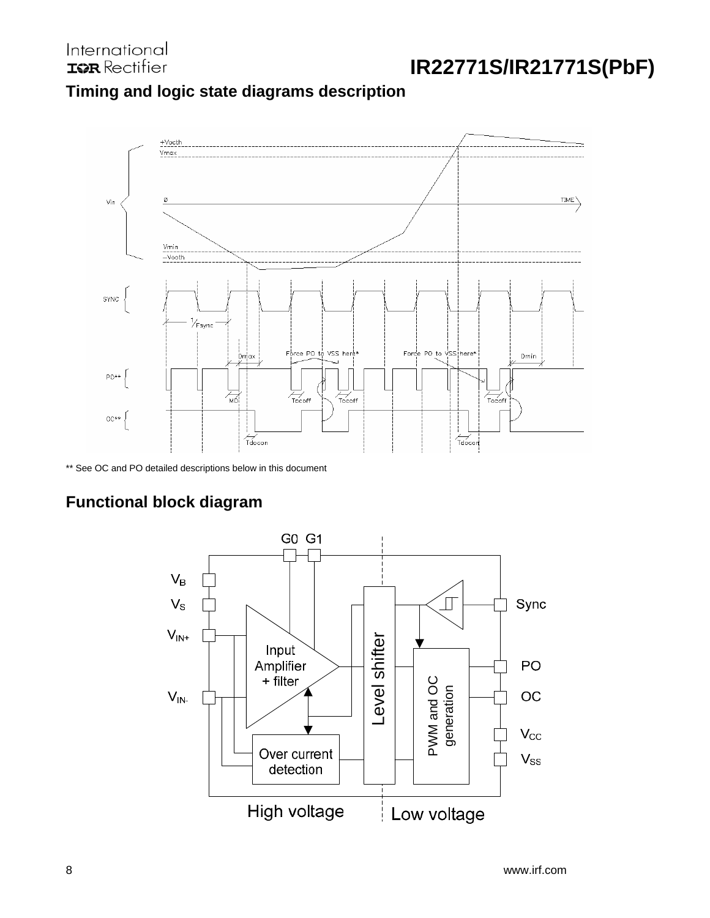## Timing and logic state diagrams description

+Vocth
Vmax
Vin
Ø
TIME
Vmin
−Vocth
SYNC
1/Fsync
Dmax
Force PO to VSS here*
Force PO to VSS here*
Dmin
PO**
MDT
Tocoff
Tocoff
Tocoff
OC**
Tdocon
Tdocon

** See OC and PO detailed descriptions below in this document

## Functional block diagram

G0 G1
$V_B$
$V_S$
$V_{IN+}$
$V_{IN-}$
Input Amplifier + filter
Over current detection
Level shifter
Sync
PWM and OC generation
PO
OC
$V_{CC}$
$V_{SS}$
High voltage
Low voltage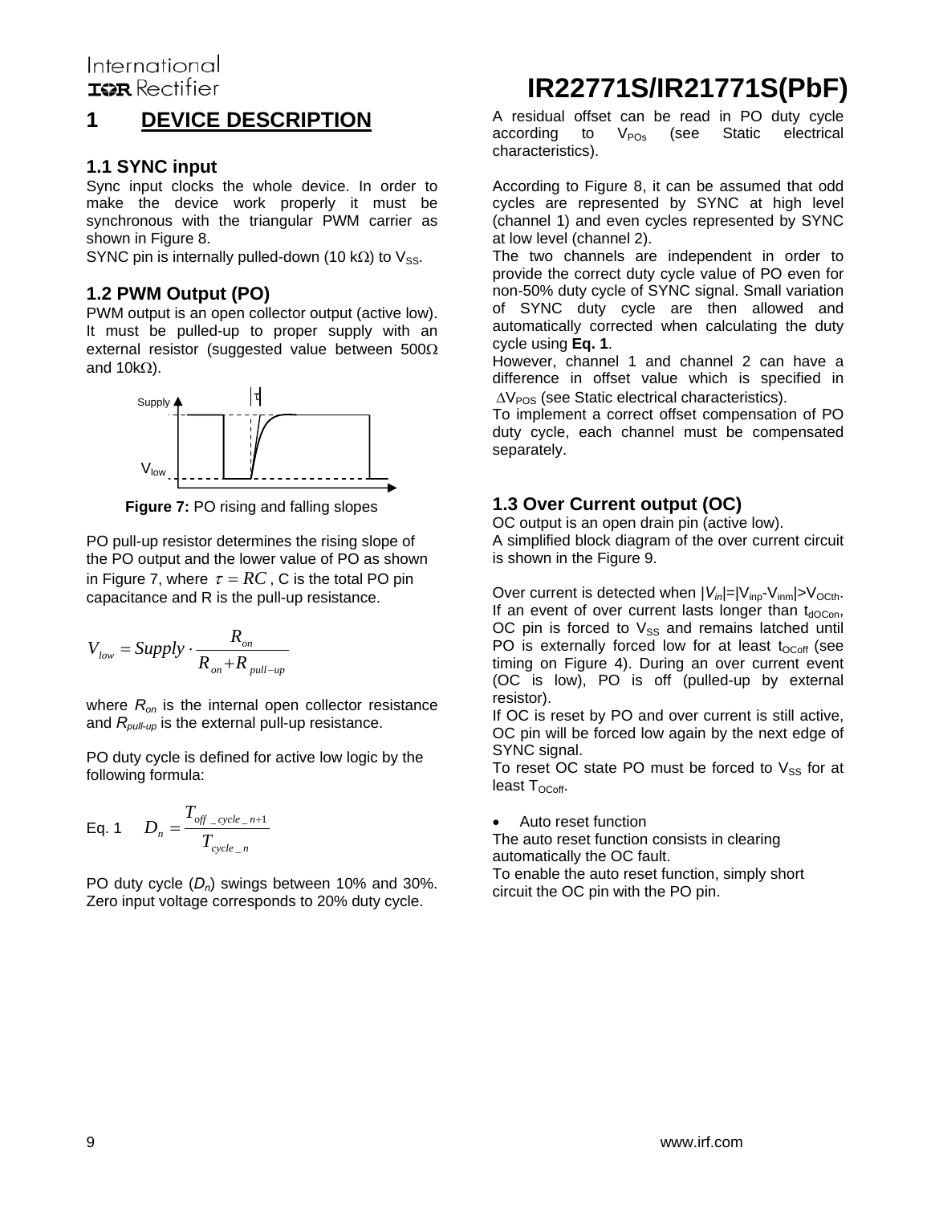# 1 DEVICE DESCRIPTION

## 1.1 SYNC input

Sync input clocks the whole device. In order to make the device work properly it must be synchronous with the triangular PWM carrier as shown in Figure 8.

SYNC pin is internally pulled-down (10 kΩ) to $V_{SS}$.

## 1.2 PWM Output (PO)

PWM output is an open collector output (active low). It must be pulled-up to proper supply with an external resistor (suggested value between 500Ω and 10kΩ).

Supply

τ

$V_{low}$

**Figure 7:** PO rising and falling slopes

PO pull-up resistor determines the rising slope of the PO output and the lower value of PO as shown in Figure 7, where $\tau = RC$, C is the total PO pin capacitance and R is the pull-up resistance.

$$V_{low} = Supply \cdot \frac{R_{on}}{R_{on} + R_{pull-up}}$$

where $R_{on}$ is the internal open collector resistance and $R_{pull-up}$ is the external pull-up resistance.

PO duty cycle is defined for active low logic by the following formula:

Eq. 1 $$D_n = \frac{T_{off\_cycle\_n+1}}{T_{cycle\_n}}$$

PO duty cycle ($D_n$) swings between 10% and 30%. Zero input voltage corresponds to 20% duty cycle.

A residual offset can be read in PO duty cycle according to $V_{POs}$ (see Static electrical characteristics).

According to Figure 8, it can be assumed that odd cycles are represented by SYNC at high level (channel 1) and even cycles represented by SYNC at low level (channel 2).

The two channels are independent in order to provide the correct duty cycle value of PO even for non-50% duty cycle of SYNC signal. Small variation of SYNC duty cycle are then allowed and automatically corrected when calculating the duty cycle using **Eq. 1**.

However, channel 1 and channel 2 can have a difference in offset value which is specified in $\Delta V_{POS}$ (see Static electrical characteristics).

To implement a correct offset compensation of PO duty cycle, each channel must be compensated separately.

## 1.3 Over Current output (OC)

OC output is an open drain pin (active low).

A simplified block diagram of the over current circuit is shown in the Figure 9.

Over current is detected when $|V_{in}|=|V_{inp}-V_{inm}|>V_{OCth}$. If an event of over current lasts longer than $t_{dOCon}$, OC pin is forced to $V_{SS}$ and remains latched until PO is externally forced low for at least $t_{OCoff}$ (see timing on Figure 4). During an over current event (OC is low), PO is off (pulled-up by external resistor).

If OC is reset by PO and over current is still active, OC pin will be forced low again by the next edge of SYNC signal.

To reset OC state PO must be forced to $V_{SS}$ for at least $T_{OCoff}$.

- Auto reset function

The auto reset function consists in clearing automatically the OC fault.

To enable the auto reset function, simply short circuit the OC pin with the PO pin.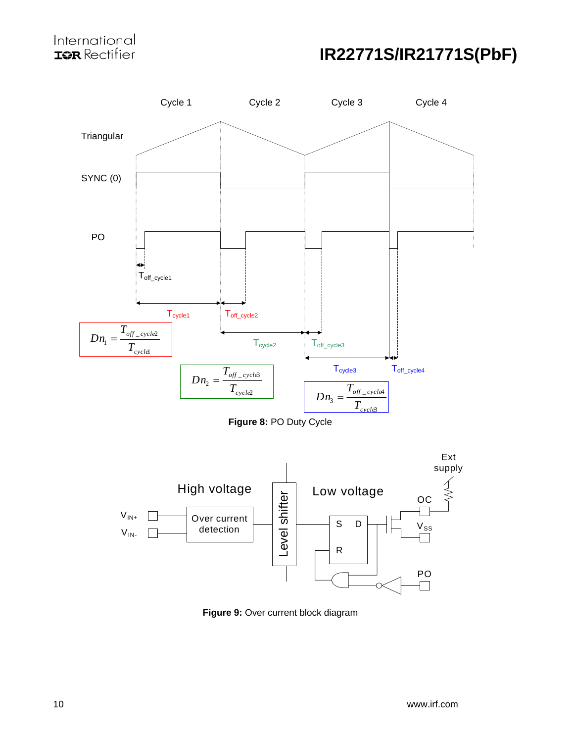Cycle 1
Cycle 2
Cycle 3
Cycle 4

Triangular

SYNC (0)

PO

$T_{off\_cycle1}$

$T_{cycle1}$
$T_{off\_cycle2}$

$T_{cycle2}$
$T_{off\_cycle3}$

$T_{cycle3}$
$T_{off\_cycle4}$

$$Dn_1 = \frac{T_{off\_cycle2}}{T_{cycle1}}$$

$$Dn_2 = \frac{T_{off\_cycle3}}{T_{cycle2}}$$

$$Dn_3 = \frac{T_{off\_cycle4}}{T_{cycle3}}$$

**Figure 8:** PO Duty Cycle

High voltage
Low voltage
Ext supply
$V_{IN+}$
$V_{IN-}$
Over current detection
Level shifter
S
D
R
OC
$V_{SS}$
PO

**Figure 9:** Over current block diagram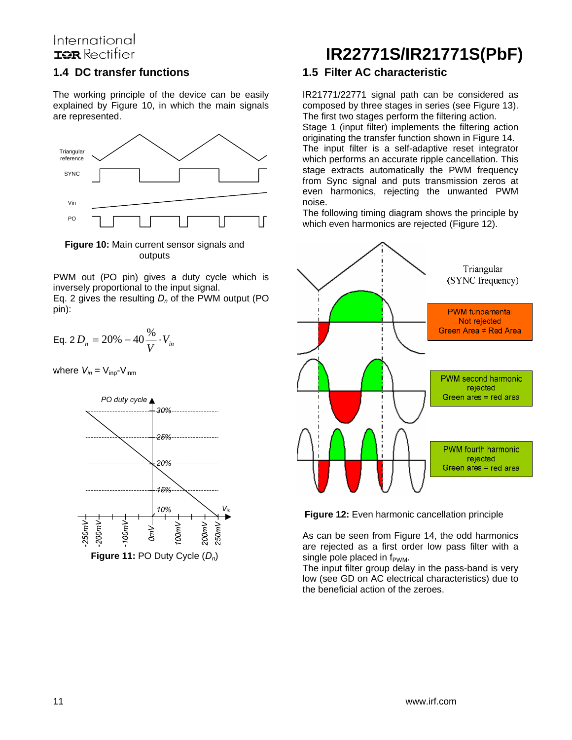## 1.4 DC transfer functions

The working principle of the device can be easily explained by Figure 10, in which the main signals are represented.

Triangular reference

SYNC

Vin

PO

**Figure 10:** Main current sensor signals and outputs

PWM out (PO pin) gives a duty cycle which is inversely proportional to the input signal.
Eq. 2 gives the resulting $D_n$ of the PWM output (PO pin):

$$\text{Eq. 2} \quad D_n = 20\% - 40\frac{\%}{V} \cdot V_{in}$$

where $V_{in} = V_{inp} - V_{inm}$

PO duty cycle

30%

25%

20%

15%

10%

$V_{in}$

-250mV

-200mV

-100mV

0mV

100mV

200mV

250mV

**Figure 11:** PO Duty Cycle ($D_n$)

## 1.5 Filter AC characteristic

IR21771/22771 signal path can be considered as composed by three stages in series (see Figure 13). The first two stages perform the filtering action.
Stage 1 (input filter) implements the filtering action originating the transfer function shown in Figure 14.
The input filter is a self-adaptive reset integrator which performs an accurate ripple cancellation. This stage extracts automatically the PWM frequency from Sync signal and puts transmission zeros at even harmonics, rejecting the unwanted PWM noise.
The following timing diagram shows the principle by which even harmonics are rejected (Figure 12).

Triangular (SYNC frequency)

PWM fundamental
Not rejected
Green Area ≠ Red Area

PWM second harmonic
rejected
Green ares = red area

PWM fourth harmonic
rejected
Green ares = red area

**Figure 12:** Even harmonic cancellation principle

As can be seen from Figure 14, the odd harmonics are rejected as a first order low pass filter with a single pole placed in $f_{PWM}$.
The input filter group delay in the pass-band is very low (see GD on AC electrical characteristics) due to the beneficial action of the zeroes.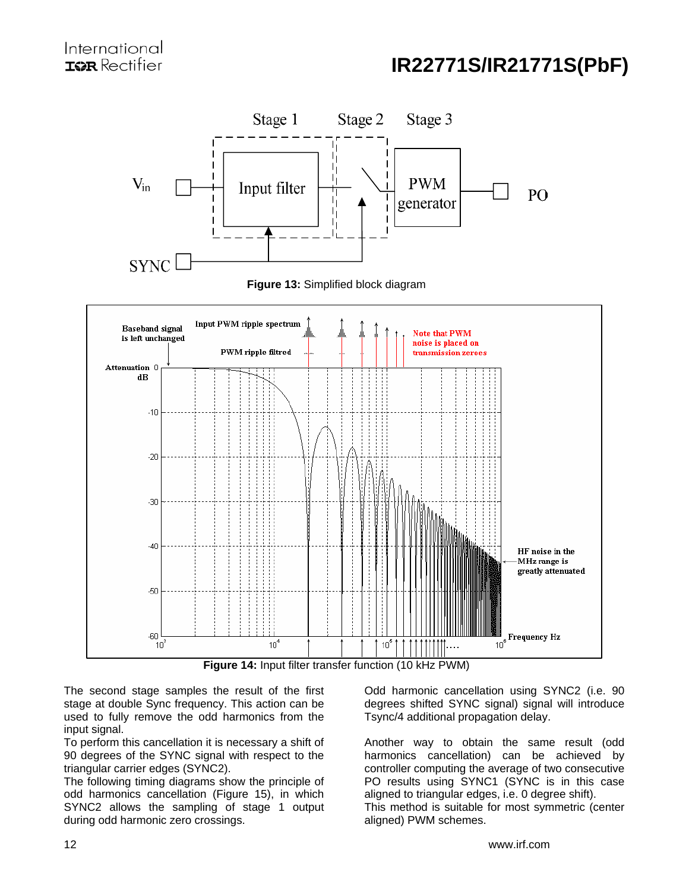Stage 1

Stage 2

Stage 3

$V_{in}$

Input filter

PWM generator

PO

SYNC

**Figure 13:** Simplified block diagram

Baseband signal is left unchanged

Input PWM ripple spectrum

PWM ripple filtred

Note that PWM noise is placed on transmission zeroes

Attenuation dB

0

-10

-20

-30

-40

-50

-60

$10^3$

$10^4$

$10^5$

$10^6$

Frequency Hz

HF noise in the MHz range is greatly attenuated

**Figure 14:** Input filter transfer function (10 kHz PWM)

The second stage samples the result of the first stage at double Sync frequency. This action can be used to fully remove the odd harmonics from the input signal.

To perform this cancellation it is necessary a shift of 90 degrees of the SYNC signal with respect to the triangular carrier edges (SYNC2).

The following timing diagrams show the principle of odd harmonics cancellation (Figure 15), in which SYNC2 allows the sampling of stage 1 output during odd harmonic zero crossings.

Odd harmonic cancellation using SYNC2 (i.e. 90 degrees shifted SYNC signal) signal will introduce Tsync/4 additional propagation delay.

Another way to obtain the same result (odd harmonics cancellation) can be achieved by controller computing the average of two consecutive PO results using SYNC1 (SYNC is in this case aligned to triangular edges, i.e. 0 degree shift).

This method is suitable for most symmetric (center aligned) PWM schemes.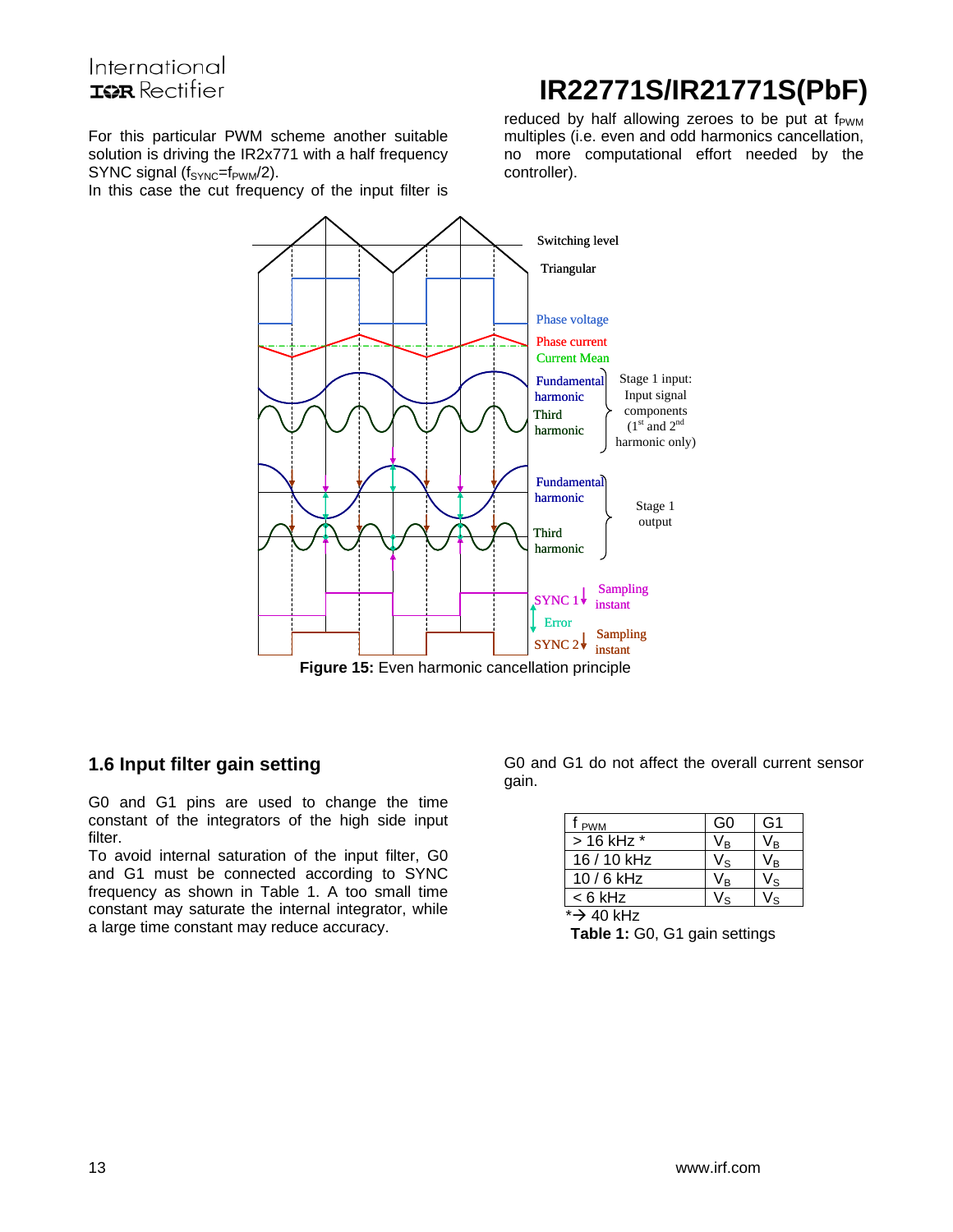For this particular PWM scheme another suitable solution is driving the IR2x771 with a half frequency SYNC signal ($f_{SYNC}$=$f_{PWM}$/2).
In this case the cut frequency of the input filter is reduced by half allowing zeroes to be put at $f_{PWM}$ multiples (i.e. even and odd harmonics cancellation, no more computational effort needed by the controller).

**Figure 15:** Even harmonic cancellation principle

## 1.6 Input filter gain setting

G0 and G1 pins are used to change the time constant of the integrators of the high side input filter.
To avoid internal saturation of the input filter, G0 and G1 must be connected according to SYNC frequency as shown in Table 1. A too small time constant may saturate the internal integrator, while a large time constant may reduce accuracy.

G0 and G1 do not affect the overall current sensor gain.

| $f_{PWM}$ | G0 | G1 |
|---|---|---|
| > 16 kHz * | $V_B$ | $V_B$ |
| 16 / 10 kHz | $V_S$ | $V_B$ |
| 10 / 6 kHz | $V_B$ | $V_S$ |
| < 6 kHz | $V_S$ | $V_S$ |

*→ 40 kHz

**Table 1:** G0, G1 gain settings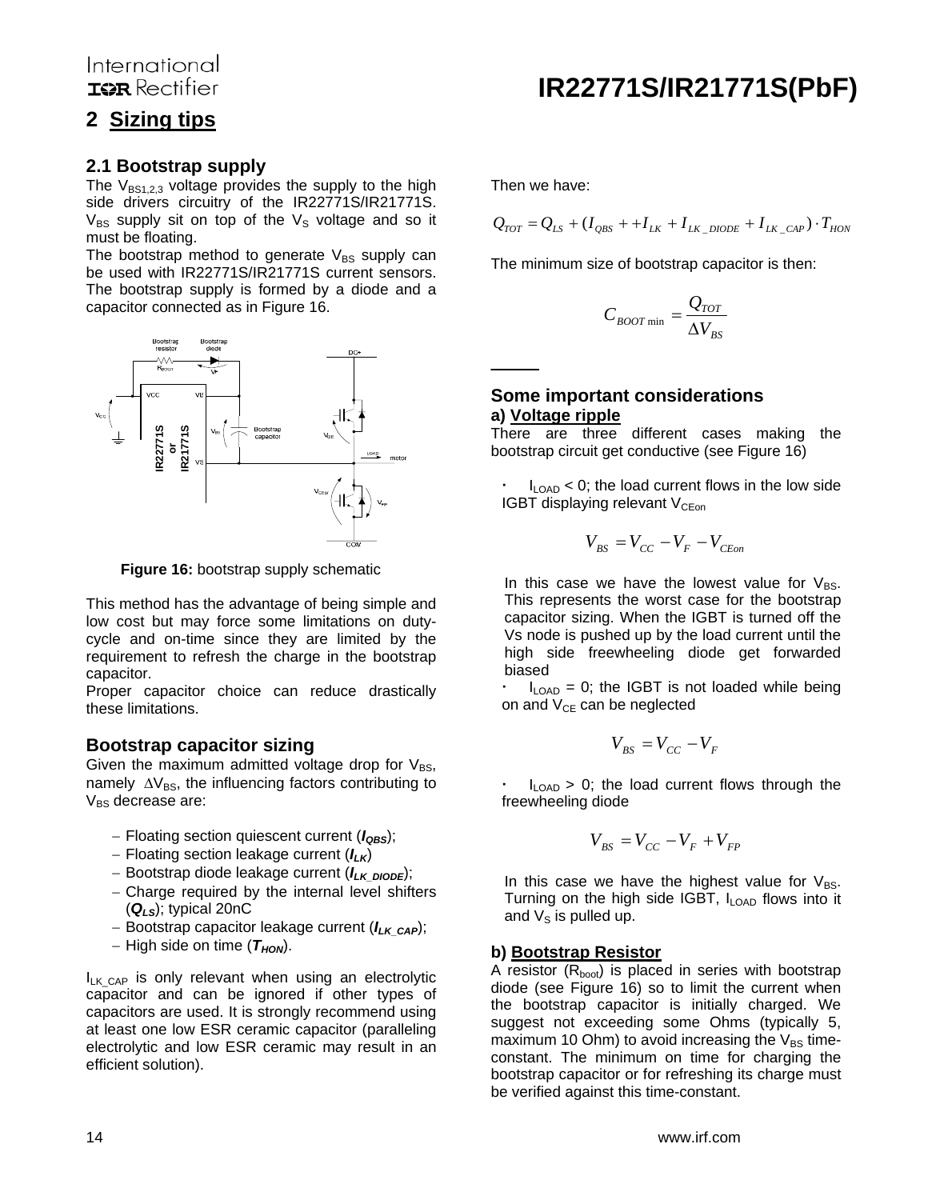## 2 Sizing tips

### 2.1 Bootstrap supply

The $V_{BS1,2,3}$ voltage provides the supply to the high side drivers circuitry of the IR22771S/IR21771S. $V_{BS}$ supply sit on top of the $V_S$ voltage and so it must be floating.

The bootstrap method to generate $V_{BS}$ supply can be used with IR22771S/IR21771S current sensors. The bootstrap supply is formed by a diode and a capacitor connected as in Figure 16.

Bootstrap resistor
Bootstrap diode
Rboot
VF
DC+
VCC
VB
VCC
IR22771S
or
IR21771S
VBS
Bootstrap capacitor
VGE
VS
LOAD
motor
VCEon
VFP
COM

**Figure 16:** bootstrap supply schematic

This method has the advantage of being simple and low cost but may force some limitations on duty-cycle and on-time since they are limited by the requirement to refresh the charge in the bootstrap capacitor.

Proper capacitor choice can reduce drastically these limitations.

### Bootstrap capacitor sizing

Given the maximum admitted voltage drop for $V_{BS}$, namely $\Delta V_{BS}$, the influencing factors contributing to $V_{BS}$ decrease are:

- Floating section quiescent current (***$I_{QBS}$***);
- Floating section leakage current (***$I_{LK}$***)
- Bootstrap diode leakage current (***$I_{LK\_DIODE}$***);
- Charge required by the internal level shifters (***$Q_{LS}$***); typical 20nC
- Bootstrap capacitor leakage current (***$I_{LK\_CAP}$***);
- High side on time (***$T_{HON}$***).

$I_{LK\_CAP}$ is only relevant when using an electrolytic capacitor and can be ignored if other types of capacitors are used. It is strongly recommend using at least one low ESR ceramic capacitor (paralleling electrolytic and low ESR ceramic may result in an efficient solution).

Then we have:

$$Q_{TOT} = Q_{LS} + (I_{QBS} + +I_{LK} + I_{LK\_DIODE} + I_{LK\_CAP}) \cdot T_{HON}$$

The minimum size of bootstrap capacitor is then:

$$C_{BOOT\,\min} = \frac{Q_{TOT}}{\Delta V_{BS}}$$

### Some important considerations

**a) Voltage ripple**

There are three different cases making the bootstrap circuit get conductive (see Figure 16)

- $I_{LOAD} < 0$; the load current flows in the low side IGBT displaying relevant $V_{CEon}$

$$V_{BS} = V_{CC} - V_F - V_{CEon}$$

In this case we have the lowest value for $V_{BS}$. This represents the worst case for the bootstrap capacitor sizing. When the IGBT is turned off the Vs node is pushed up by the load current until the high side freewheeling diode get forwarded biased

- $I_{LOAD} = 0$; the IGBT is not loaded while being on and $V_{CE}$ can be neglected

$$V_{BS} = V_{CC} - V_F$$

- $I_{LOAD} > 0$; the load current flows through the freewheeling diode

$$V_{BS} = V_{CC} - V_F + V_{FP}$$

In this case we have the highest value for $V_{BS}$. Turning on the high side IGBT, $I_{LOAD}$ flows into it and $V_S$ is pulled up.

**b) Bootstrap Resistor**

A resistor ($R_{boot}$) is placed in series with bootstrap diode (see Figure 16) so to limit the current when the bootstrap capacitor is initially charged. We suggest not exceeding some Ohms (typically 5, maximum 10 Ohm) to avoid increasing the $V_{BS}$ time-constant. The minimum on time for charging the bootstrap capacitor or for refreshing its charge must be verified against this time-constant.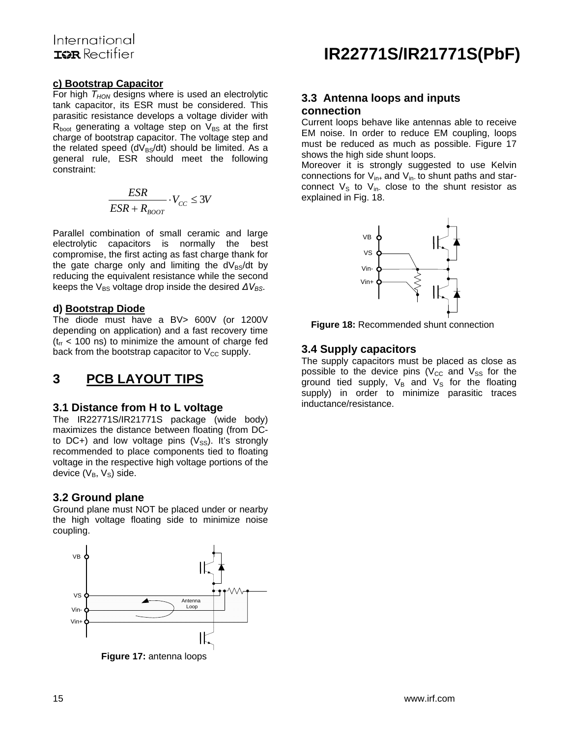**c) Bootstrap Capacitor**

For high $T_{HON}$ designs where is used an electrolytic tank capacitor, its ESR must be considered. This parasitic resistance develops a voltage divider with $R_{boot}$ generating a voltage step on $V_{BS}$ at the first charge of bootstrap capacitor. The voltage step and the related speed ($dV_{BS}/dt$) should be limited. As a general rule, ESR should meet the following constraint:

$$\frac{ESR}{ESR + R_{BOOT}} \cdot V_{CC} \leq 3V$$

Parallel combination of small ceramic and large electrolytic capacitors is normally the best compromise, the first acting as fast charge thank for the gate charge only and limiting the $dV_{BS}/dt$ by reducing the equivalent resistance while the second keeps the $V_{BS}$ voltage drop inside the desired $\Delta V_{BS}$.

**d) Bootstrap Diode**

The diode must have a BV> 600V (or 1200V depending on application) and a fast recovery time ($t_{rr}$ < 100 ns) to minimize the amount of charge fed back from the bootstrap capacitor to $V_{CC}$ supply.

# 3 PCB LAYOUT TIPS

### 3.1 Distance from H to L voltage

The IR22771S/IR21771S package (wide body) maximizes the distance between floating (from DC- to DC+) and low voltage pins ($V_{SS}$). It's strongly recommended to place components tied to floating voltage in the respective high voltage portions of the device ($V_B$, $V_S$) side.

### 3.2 Ground plane

Ground plane must NOT be placed under or nearby the high voltage floating side to minimize noise coupling.

**Figure 17:** antenna loops

### 3.3 Antenna loops and inputs connection

Current loops behave like antennas able to receive EM noise. In order to reduce EM coupling, loops must be reduced as much as possible. Figure 17 shows the high side shunt loops.

Moreover it is strongly suggested to use Kelvin connections for $V_{in+}$ and $V_{in-}$ to shunt paths and star-connect $V_S$ to $V_{in-}$ close to the shunt resistor as explained in Fig. 18.

**Figure 18:** Recommended shunt connection

### 3.4 Supply capacitors

The supply capacitors must be placed as close as possible to the device pins ($V_{CC}$ and $V_{SS}$ for the ground tied supply, $V_B$ and $V_S$ for the floating supply) in order to minimize parasitic traces inductance/resistance.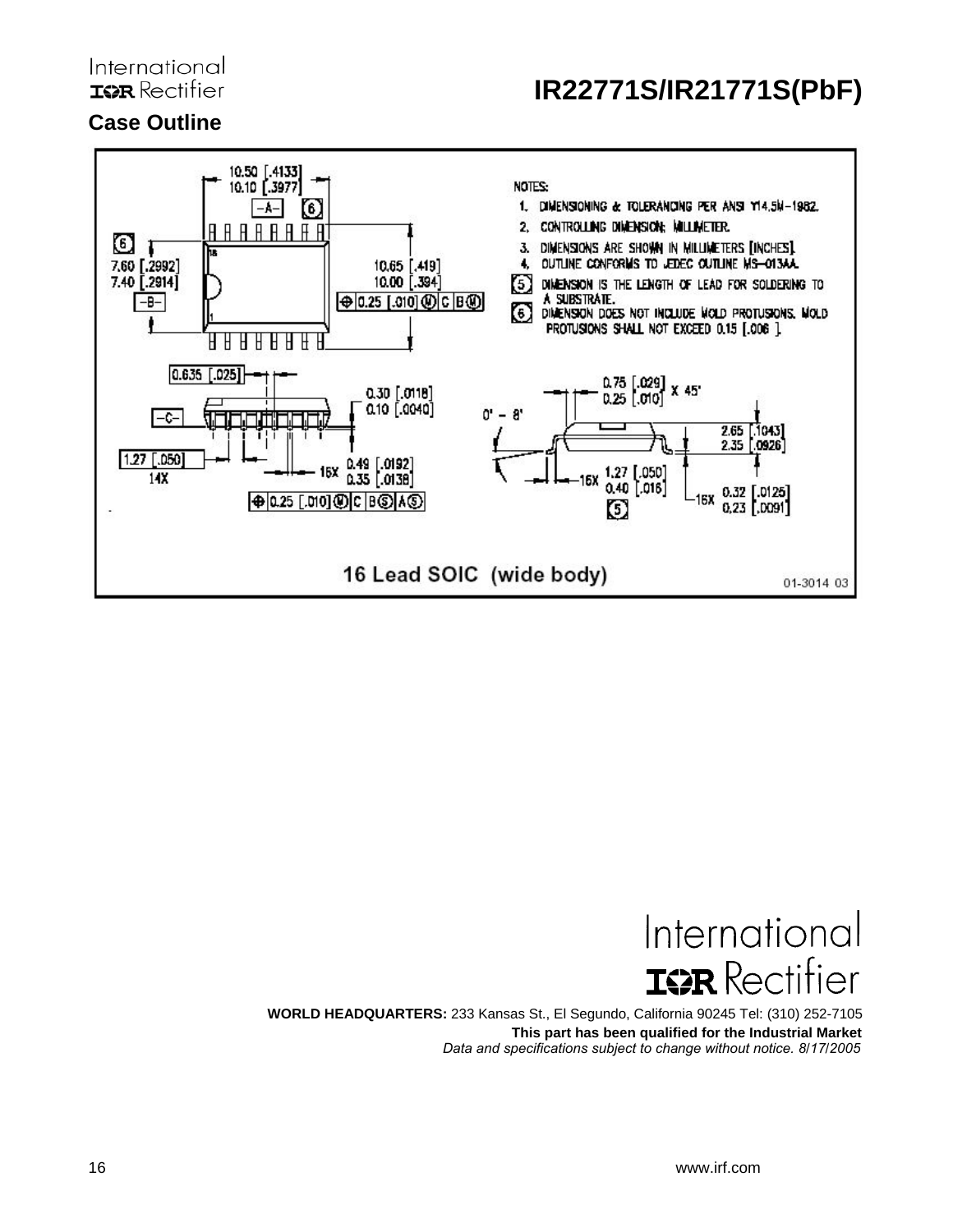## Case Outline

NOTES:

1. DIMENSIONING & TOLERANCING PER ANSI Y14.5M-1982.
2. CONTROLLING DIMENSION: MILLIMETER.
3. DIMENSIONS ARE SHOWN IN MILLIMETERS [INCHES].
4. OUTLINE CONFORMS TO JEDEC OUTLINE MS-013AA.
5. DIMENSION IS THE LENGTH OF LEAD FOR SOLDERING TO A SUBSTRATE.
6. DIMENSION DOES NOT INCLUDE MOLD PROTUSIONS. MOLD PROTUSIONS SHALL NOT EXCEED 0.15 [.006 ].

10.50 [.4133]
10.10 [.3977]
-A-
6
6
7.60 [.2992]
7.40 [.2914]
-B-
10.65 [.419]
10.00 [.394]
0.25 [.010] M C B M
0.635 [.025]
-C-
0.30 [.0118]
0.10 [.0040]
1.27 [.050]
14X
16X 0.49 [.0192]
0.35 [.0138]
0.25 [.010] M C B S A S
0.75 [.029]
0.25 [.010] X 45°
0° - 8°
2.65 [.1043]
2.35 [.0926]
16X 1.27 [.050]
0.40 [.016]
5
16X 0.32 [.0125]
0.23 [.0091]

**16 Lead SOIC (wide body)**

01-3014 03

**WORLD HEADQUARTERS:** 233 Kansas St., El Segundo, California 90245 Tel: (310) 252-7105

**This part has been qualified for the Industrial Market**

*Data and specifications subject to change without notice. 8/17/2005*